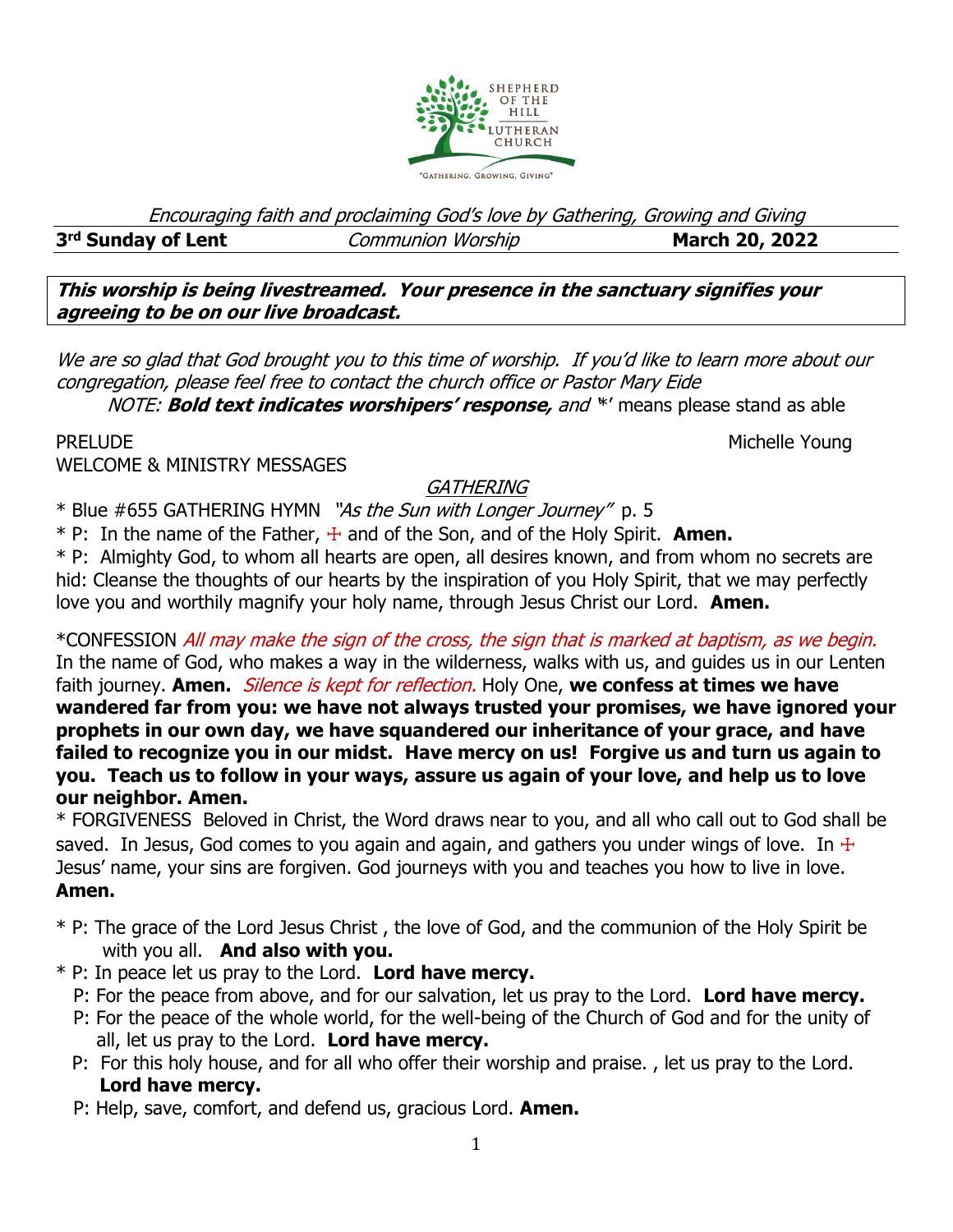SHEPHERD OF THE HILL LUTHERAN CHURCH

"GATHERING, GROWING, GIVING"

*Encouraging faith and proclaiming God's love by Gathering, Growing and Giving*

**3rd Sunday of Lent** *Communion Worship* **March 20, 2022**

***This worship is being livestreamed. Your presence in the sanctuary signifies your agreeing to be on our live broadcast.***

*We are so glad that God brought you to this time of worship. If you'd like to learn more about our congregation, please feel free to contact the church office or Pastor Mary Eide*

*NOTE:* ***Bold text indicates worshipers' response,*** *and* '*' means please stand as able

PRELUDE Michelle Young

WELCOME & MINISTRY MESSAGES

## GATHERING

\* Blue #655 GATHERING HYMN *"As the Sun with Longer Journey"* p. 5

\* P: In the name of the Father, ☩ and of the Son, and of the Holy Spirit. **Amen.**

\* P: Almighty God, to whom all hearts are open, all desires known, and from whom no secrets are hid: Cleanse the thoughts of our hearts by the inspiration of you Holy Spirit, that we may perfectly love you and worthily magnify your holy name, through Jesus Christ our Lord. **Amen.**

*CONFESSION *All may make the sign of the cross, the sign that is marked at baptism, as we begin.* In the name of God, who makes a way in the wilderness, walks with us, and guides us in our Lenten faith journey. **Amen.** *Silence is kept for reflection.* Holy One, **we confess at times we have wandered far from you: we have not always trusted your promises, we have ignored your prophets in our own day, we have squandered our inheritance of your grace, and have failed to recognize you in our midst. Have mercy on us! Forgive us and turn us again to you. Teach us to follow in your ways, assure us again of your love, and help us to love our neighbor. Amen.**

\* FORGIVENESS Beloved in Christ, the Word draws near to you, and all who call out to God shall be saved. In Jesus, God comes to you again and again, and gathers you under wings of love. In ☩ Jesus' name, your sins are forgiven. God journeys with you and teaches you how to live in love. **Amen.**

\* P: The grace of the Lord Jesus Christ , the love of God, and the communion of the Holy Spirit be with you all. **And also with you.**

\* P: In peace let us pray to the Lord. **Lord have mercy.**

P: For the peace from above, and for our salvation, let us pray to the Lord. **Lord have mercy.**

P: For the peace of the whole world, for the well-being of the Church of God and for the unity of all, let us pray to the Lord. **Lord have mercy.**

P: For this holy house, and for all who offer their worship and praise. , let us pray to the Lord. **Lord have mercy.**

P: Help, save, comfort, and defend us, gracious Lord. **Amen.**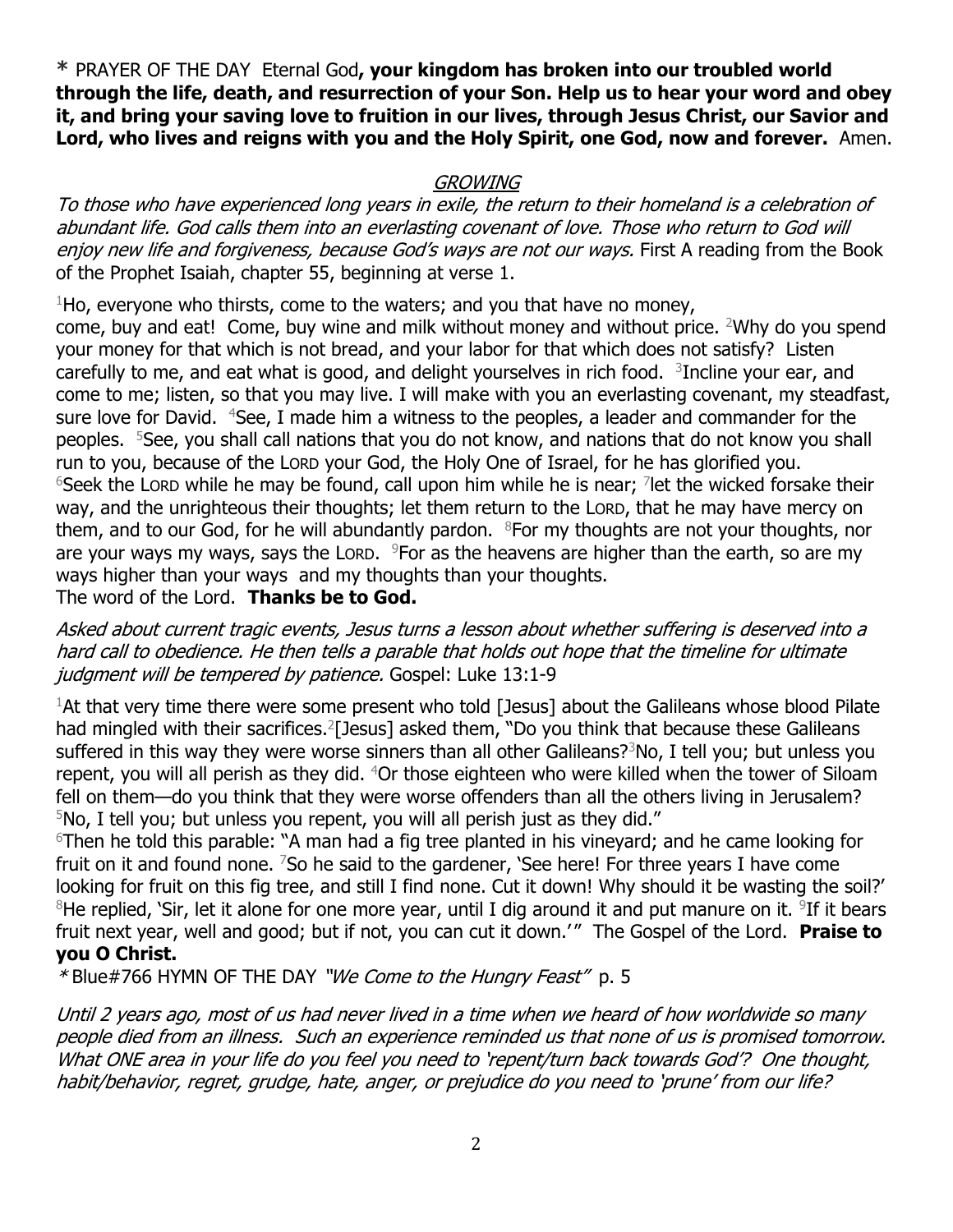\* PRAYER OF THE DAY Eternal God**, your kingdom has broken into our troubled world through the life, death, and resurrection of your Son. Help us to hear your word and obey it, and bring your saving love to fruition in our lives, through Jesus Christ, our Savior and Lord, who lives and reigns with you and the Holy Spirit, one God, now and forever.** Amen.

## *GROWING*

*To those who have experienced long years in exile, the return to their homeland is a celebration of abundant life. God calls them into an everlasting covenant of love. Those who return to God will enjoy new life and forgiveness, because God's ways are not our ways.* First A reading from the Book of the Prophet Isaiah, chapter 55, beginning at verse 1.

[1]Ho, everyone who thirsts, come to the waters; and you that have no money, come, buy and eat! Come, buy wine and milk without money and without price. [2]Why do you spend your money for that which is not bread, and your labor for that which does not satisfy? Listen carefully to me, and eat what is good, and delight yourselves in rich food. [3]Incline your ear, and come to me; listen, so that you may live. I will make with you an everlasting covenant, my steadfast, sure love for David. [4]See, I made him a witness to the peoples, a leader and commander for the peoples. [5]See, you shall call nations that you do not know, and nations that do not know you shall run to you, because of the LORD your God, the Holy One of Israel, for he has glorified you. [6]Seek the LORD while he may be found, call upon him while he is near; [7]let the wicked forsake their way, and the unrighteous their thoughts; let them return to the LORD, that he may have mercy on them, and to our God, for he will abundantly pardon. [8]For my thoughts are not your thoughts, nor are your ways my ways, says the LORD. [9]For as the heavens are higher than the earth, so are my ways higher than your ways and my thoughts than your thoughts.
The word of the Lord. **Thanks be to God.**

*Asked about current tragic events, Jesus turns a lesson about whether suffering is deserved into a hard call to obedience. He then tells a parable that holds out hope that the timeline for ultimate judgment will be tempered by patience.* Gospel: Luke 13:1-9

[1]At that very time there were some present who told [Jesus] about the Galileans whose blood Pilate had mingled with their sacrifices.[2][Jesus] asked them, "Do you think that because these Galileans suffered in this way they were worse sinners than all other Galileans?[3]No, I tell you; but unless you repent, you will all perish as they did. [4]Or those eighteen who were killed when the tower of Siloam fell on them—do you think that they were worse offenders than all the others living in Jerusalem? [5]No, I tell you; but unless you repent, you will all perish just as they did."
[6]Then he told this parable: "A man had a fig tree planted in his vineyard; and he came looking for fruit on it and found none. [7]So he said to the gardener, 'See here! For three years I have come looking for fruit on this fig tree, and still I find none. Cut it down! Why should it be wasting the soil?' [8]He replied, 'Sir, let it alone for one more year, until I dig around it and put manure on it. [9]If it bears fruit next year, well and good; but if not, you can cut it down.'" The Gospel of the Lord. **Praise to you O Christ.**

\* Blue#766 HYMN OF THE DAY *"We Come to the Hungry Feast"* p. 5

*Until 2 years ago, most of us had never lived in a time when we heard of how worldwide so many people died from an illness. Such an experience reminded us that none of us is promised tomorrow. What ONE area in your life do you feel you need to 'repent/turn back towards God'? One thought, habit/behavior, regret, grudge, hate, anger, or prejudice do you need to 'prune' from our life?*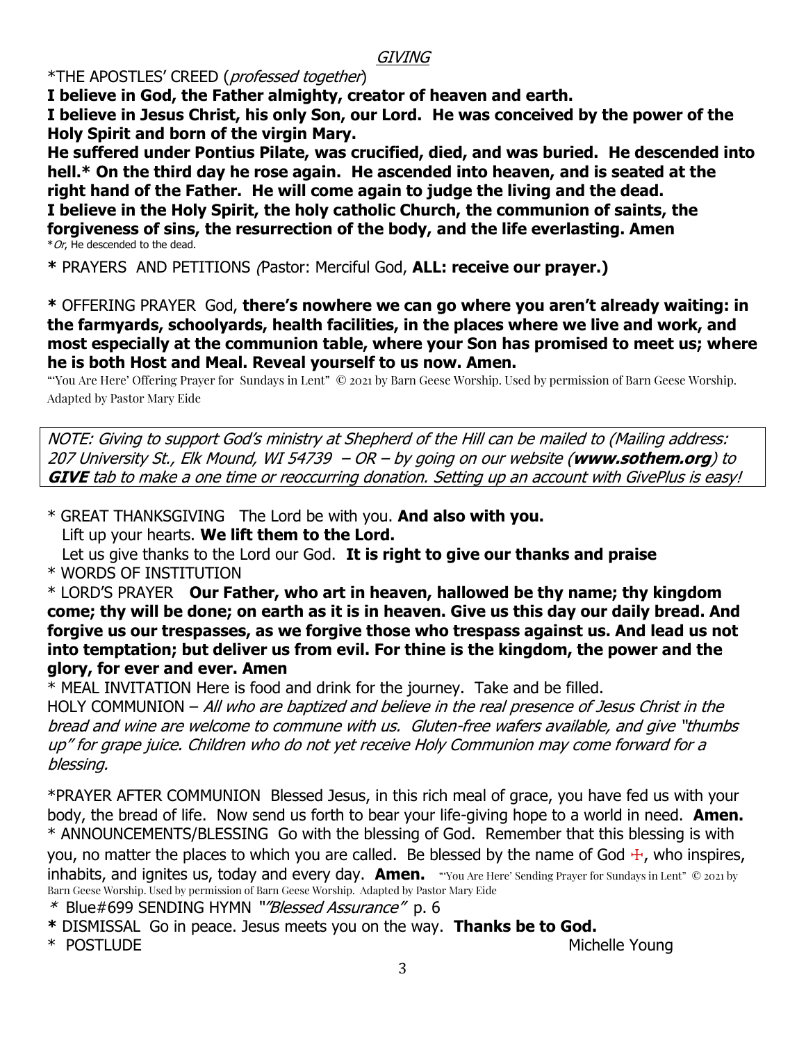*GIVING*

*THE APOSTLES' CREED (*professed together*)

**I believe in God, the Father almighty, creator of heaven and earth.**
**I believe in Jesus Christ, his only Son, our Lord. He was conceived by the power of the Holy Spirit and born of the virgin Mary.**
**He suffered under Pontius Pilate, was crucified, died, and was buried. He descended into hell.* On the third day he rose again. He ascended into heaven, and is seated at the right hand of the Father. He will come again to judge the living and the dead.**
**I believe in the Holy Spirit, the holy catholic Church, the communion of saints, the forgiveness of sins, the resurrection of the body, and the life everlasting. Amen**

**Or*, He descended to the dead.

**\*** PRAYERS AND PETITIONS *(*Pastor: Merciful God, **ALL: receive our prayer.)**

**\*** OFFERING PRAYER God, **there's nowhere we can go where you aren't already waiting: in the farmyards, schoolyards, health facilities, in the places where we live and work, and most especially at the communion table, where your Son has promised to meet us; where he is both Host and Meal. Reveal yourself to us now. Amen.**

"'You Are Here' Offering Prayer for Sundays in Lent" © 2021 by Barn Geese Worship. Used by permission of Barn Geese Worship. Adapted by Pastor Mary Eide

*NOTE: Giving to support God's ministry at Shepherd of the Hill can be mailed to (Mailing address: 207 University St., Elk Mound, WI 54739 – OR – by going on our website (**www.sothem.org**) to **GIVE** tab to make a one time or reoccurring donation. Setting up an account with GivePlus is easy!*

\* GREAT THANKSGIVING The Lord be with you. **And also with you.**
Lift up your hearts. **We lift them to the Lord.**
Let us give thanks to the Lord our God. **It is right to give our thanks and praise**

\* WORDS OF INSTITUTION

\* LORD'S PRAYER **Our Father, who art in heaven, hallowed be thy name; thy kingdom come; thy will be done; on earth as it is in heaven. Give us this day our daily bread. And forgive us our trespasses, as we forgive those who trespass against us. And lead us not into temptation; but deliver us from evil. For thine is the kingdom, the power and the glory, for ever and ever. Amen**

\* MEAL INVITATION Here is food and drink for the journey. Take and be filled.

HOLY COMMUNION – *All who are baptized and believe in the real presence of Jesus Christ in the bread and wine are welcome to commune with us. Gluten-free wafers available, and give "thumbs up" for grape juice. Children who do not yet receive Holy Communion may come forward for a blessing.*

*PRAYER AFTER COMMUNION Blessed Jesus, in this rich meal of grace, you have fed us with your body, the bread of life. Now send us forth to bear your life-giving hope to a world in need. **Amen.**

\* ANNOUNCEMENTS/BLESSING Go with the blessing of God. Remember that this blessing is with you, no matter the places to which you are called. Be blessed by the name of God ☩, who inspires, inhabits, and ignites us, today and every day. **Amen.** "'You Are Here' Sending Prayer for Sundays in Lent" © 2021 by Barn Geese Worship. Used by permission of Barn Geese Worship. Adapted by Pastor Mary Eide

\* Blue#699 SENDING HYMN "*"Blessed Assurance"* p. 6

**\*** DISMISSAL Go in peace. Jesus meets you on the way. **Thanks be to God.**

\* POSTLUDE Michelle Young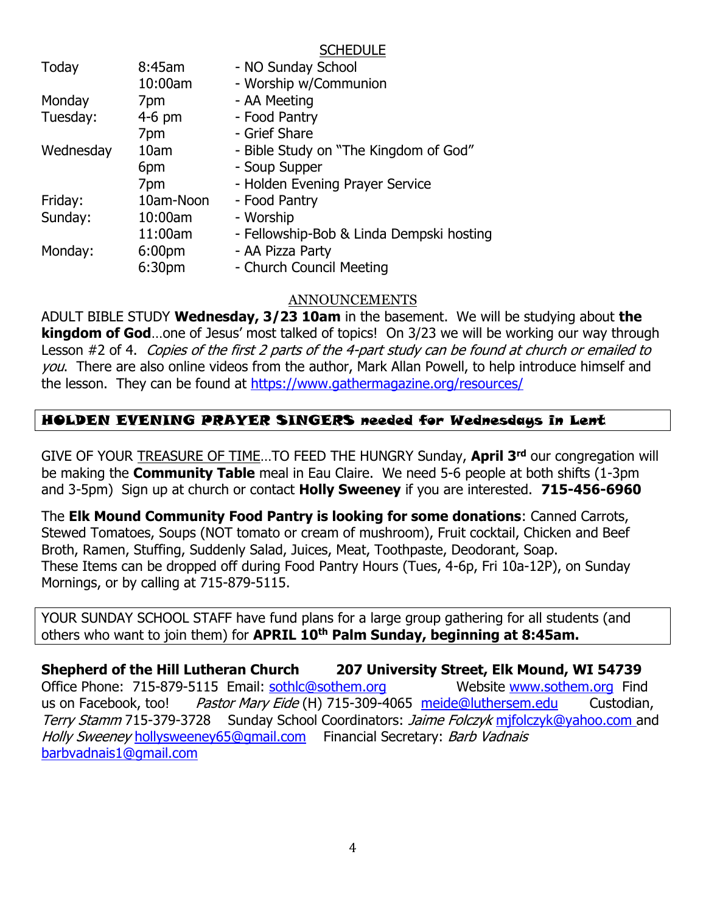## SCHEDULE

| | | |
|---|---|---|
| Today | 8:45am | - NO Sunday School |
| | 10:00am | - Worship w/Communion |
| Monday | 7pm | - AA Meeting |
| Tuesday: | 4-6 pm | - Food Pantry |
| | 7pm | - Grief Share |
| Wednesday | 10am | - Bible Study on "The Kingdom of God" |
| | 6pm | - Soup Supper |
| | 7pm | - Holden Evening Prayer Service |
| Friday: | 10am-Noon | - Food Pantry |
| Sunday: | 10:00am | - Worship |
| | 11:00am | - Fellowship-Bob & Linda Dempski hosting |
| Monday: | 6:00pm | - AA Pizza Party |
| | 6:30pm | - Church Council Meeting |

## ANNOUNCEMENTS

ADULT BIBLE STUDY **Wednesday, 3/23 10am** in the basement. We will be studying about **the kingdom of God**…one of Jesus' most talked of topics! On 3/23 we will be working our way through Lesson #2 of 4. *Copies of the first 2 parts of the 4-part study can be found at church or emailed to you*. There are also online videos from the author, Mark Allan Powell, to help introduce himself and the lesson. They can be found at https://www.gathermagazine.org/resources/

**HOLDEN EVENING PRAYER SINGERS needed for Wednesdays in Lent**

GIVE OF YOUR TREASURE OF TIME…TO FEED THE HUNGRY Sunday, **April 3rd** our congregation will be making the **Community Table** meal in Eau Claire. We need 5-6 people at both shifts (1-3pm and 3-5pm) Sign up at church or contact **Holly Sweeney** if you are interested. **715-456-6960**

The **Elk Mound Community Food Pantry is looking for some donations**: Canned Carrots, Stewed Tomatoes, Soups (NOT tomato or cream of mushroom), Fruit cocktail, Chicken and Beef Broth, Ramen, Stuffing, Suddenly Salad, Juices, Meat, Toothpaste, Deodorant, Soap.
These Items can be dropped off during Food Pantry Hours (Tues, 4-6p, Fri 10a-12P), on Sunday Mornings, or by calling at 715-879-5115.

YOUR SUNDAY SCHOOL STAFF have fund plans for a large group gathering for all students (and others who want to join them) for **APRIL 10th Palm Sunday, beginning at 8:45am.**

**Shepherd of the Hill Lutheran Church 207 University Street, Elk Mound, WI 54739**
Office Phone: 715-879-5115 Email: sothlc@sothem.org Website www.sothem.org Find us on Facebook, too! *Pastor Mary Eide* (H) 715-309-4065 meide@luthersem.edu Custodian, *Terry Stamm* 715-379-3728 Sunday School Coordinators: *Jaime Folczyk* mjfolczyk@yahoo.com and *Holly Sweeney* hollysweeney65@gmail.com Financial Secretary: *Barb Vadnais* barbvadnais1@gmail.com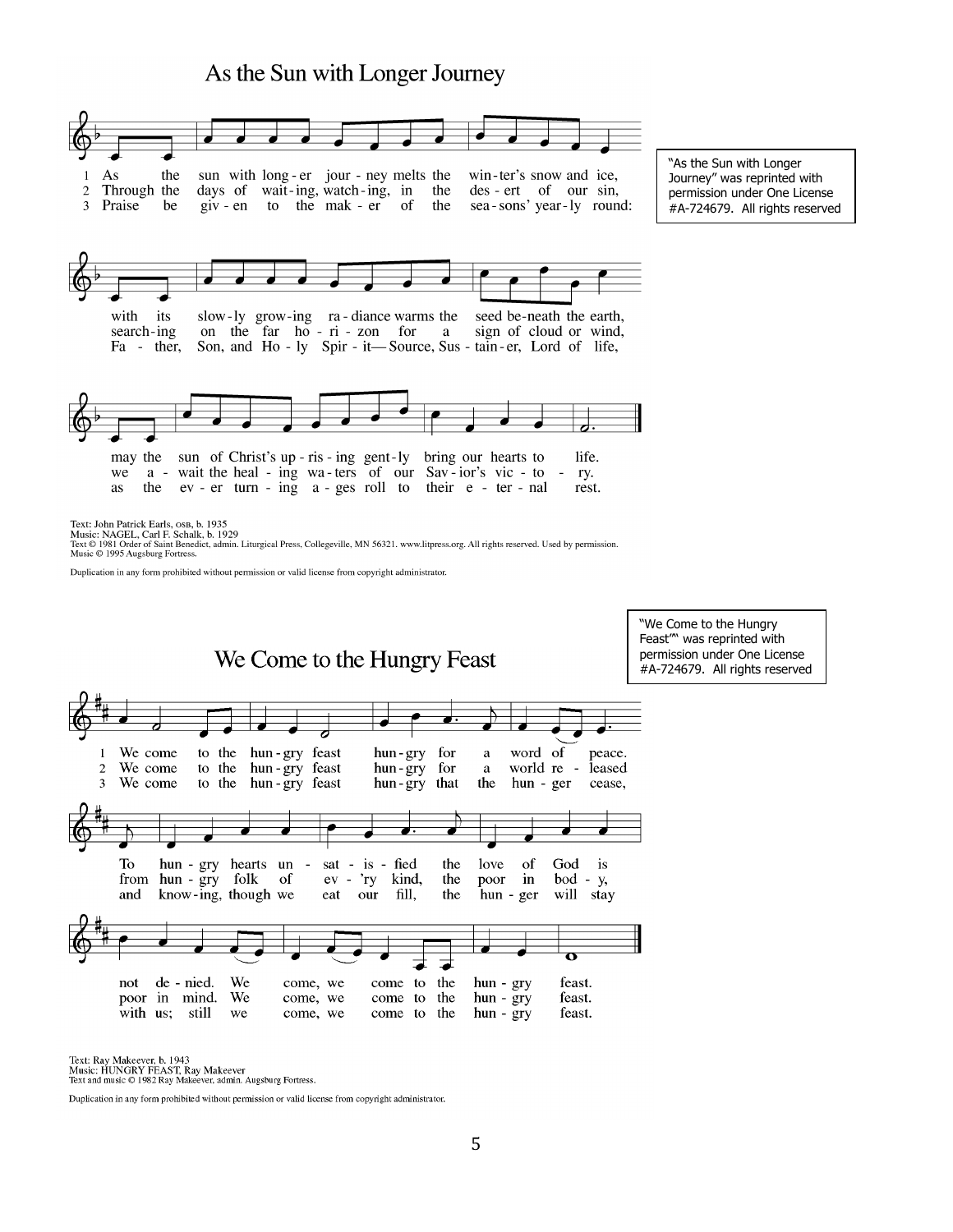## As the Sun with Longer Journey

1 As the sun with long - er jour - ney melts the win - ter's snow and ice,
with its slow - ly grow - ing ra - diance warms the seed be - neath the earth,
may the sun of Christ's up - ris - ing gent - ly bring our hearts to life.

2 Through the days of wait - ing, watch - ing, in the des - ert of our sin,
search - ing on the far ho - ri - zon for a sign of cloud or wind,
we a - wait the heal - ing wa - ters of our Sav - ior's vic - to - ry.

3 Praise be giv - en to the mak - er of the sea - sons' year - ly round:
Fa - ther, Son, and Ho - ly Spir - it— Source, Sus - tain - er, Lord of life,
as the ev - er turn - ing a - ges roll to their e - ter - nal rest.

"As the Sun with Longer Journey" was reprinted with permission under One License #A-724679. All rights reserved

Text: John Patrick Earls, OSB, b. 1935
Music: NAGEL, Carl F. Schalk, b. 1929
Text © 1981 Order of Saint Benedict, admin. Liturgical Press, Collegeville, MN 56321. www.litpress.org. All rights reserved. Used by permission.
Music © 1995 Augsburg Fortress.

Duplication in any form prohibited without permission or valid license from copyright administrator.

## We Come to the Hungry Feast

"We Come to the Hungry Feast" was reprinted with permission under One License #A-724679. All rights reserved

1 We come to the hun - gry feast hun - gry for a word of peace.
To hun - gry hearts un - sat - is - fied the love of God is
not de - nied. We come, we come to the hun - gry feast.

2 We come to the hun - gry feast hun - gry for a world re - leased
from hun - gry folk of ev - 'ry kind, the poor in bod - y,
poor in mind. We come, we come to the hun - gry feast.

3 We come to the hun - gry feast hun - gry that the hun - ger cease,
and know - ing, though we eat our fill, the hun - ger will stay
with us; still we come, we come to the hun - gry feast.

Text: Ray Makeever, b. 1943
Music: HUNGRY FEAST, Ray Makeever
Text and music © 1982 Ray Makeever, admin. Augsburg Fortress.

Duplication in any form prohibited without permission or valid license from copyright administrator.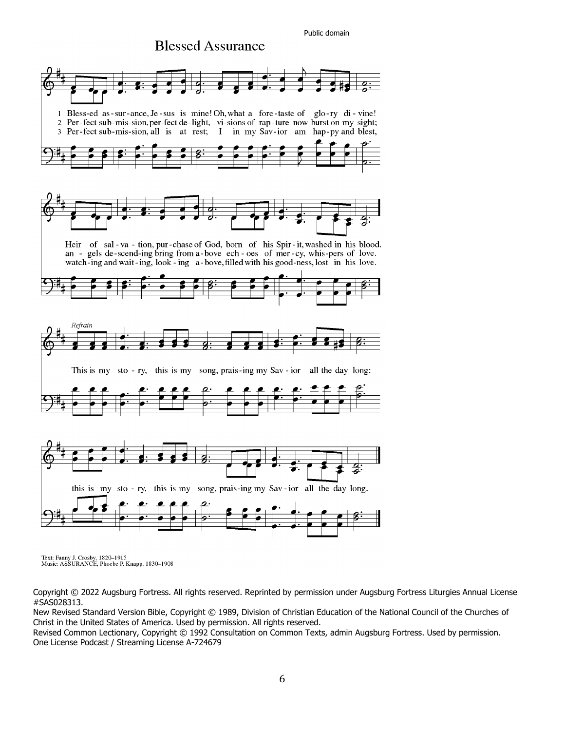Public domain

# Blessed Assurance

1 Bless-ed as-sur-ance, Je-sus is mine! Oh, what a fore-taste of glo-ry di-vine!
2 Per-fect sub-mis-sion, per-fect de-light, vi-sions of rap-ture now burst on my sight;
3 Per-fect sub-mis-sion, all is at rest; I in my Sav-ior am hap-py and blest,

Heir of sal-va-tion, pur-chase of God, born of his Spir-it, washed in his blood.
an-gels de-scend-ing bring from a-bove ech-oes of mer-cy, whis-pers of love.
watch-ing and wait-ing, look-ing a-bove, filled with his good-ness, lost in his love.

*Refrain*

This is my sto-ry, this is my song, prais-ing my Sav-ior all the day long:

this is my sto-ry, this is my song, prais-ing my Sav-ior all the day long.

Text: Fanny J. Crosby, 1820–1915
Music: ASSURANCE, Phoebe P. Knapp, 1830–1908

Copyright © 2022 Augsburg Fortress. All rights reserved. Reprinted by permission under Augsburg Fortress Liturgies Annual License #SAS028313.
New Revised Standard Version Bible, Copyright © 1989, Division of Christian Education of the National Council of the Churches of Christ in the United States of America. Used by permission. All rights reserved.
Revised Common Lectionary, Copyright © 1992 Consultation on Common Texts, admin Augsburg Fortress. Used by permission.
One License Podcast / Streaming License A-724679